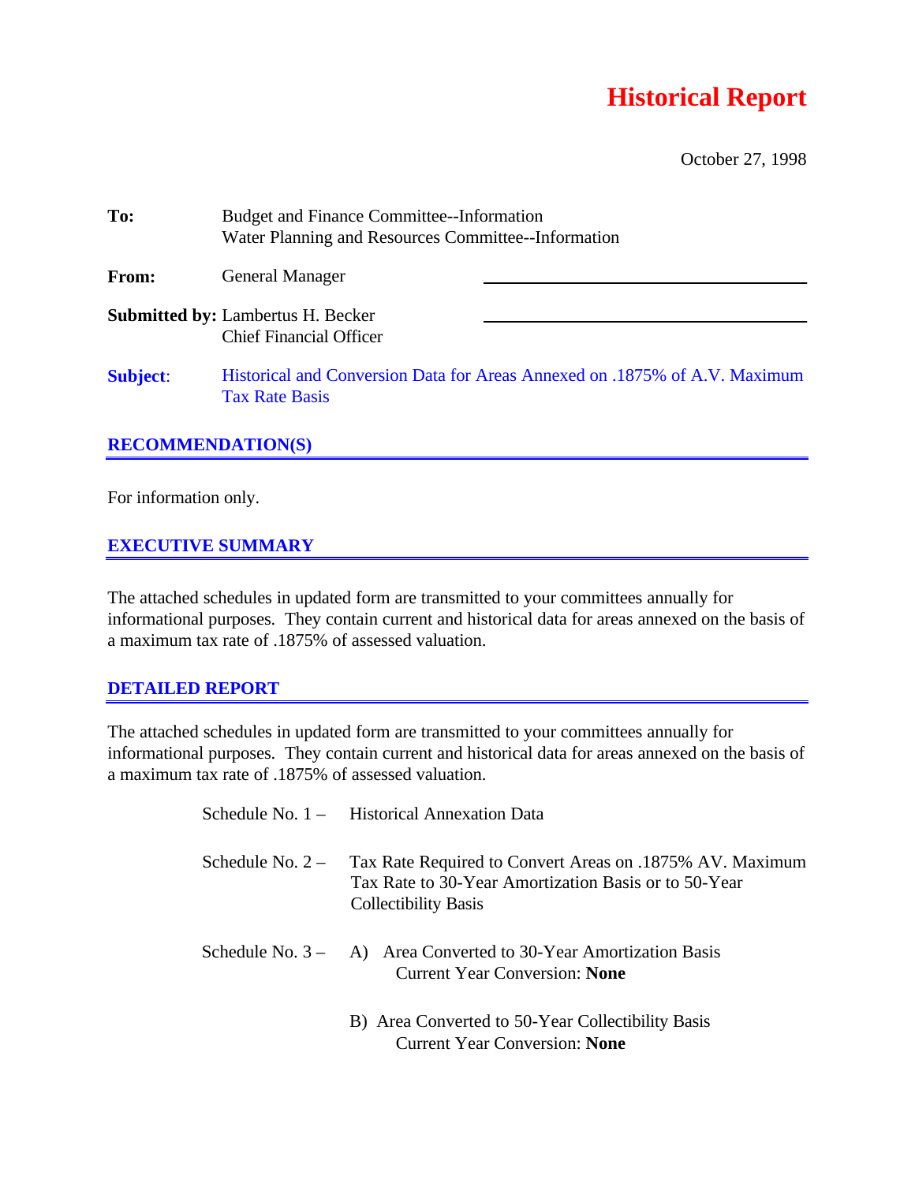# Historical Report

October 27, 1998

**To:** Budget and Finance Committee--Information
Water Planning and Resources Committee--Information

**From:** General Manager

**Submitted by:** Lambertus H. Becker
Chief Financial Officer

**Subject:** Historical and Conversion Data for Areas Annexed on .1875% of A.V. Maximum Tax Rate Basis

## RECOMMENDATION(S)

For information only.

## EXECUTIVE SUMMARY

The attached schedules in updated form are transmitted to your committees annually for informational purposes. They contain current and historical data for areas annexed on the basis of a maximum tax rate of .1875% of assessed valuation.

## DETAILED REPORT

The attached schedules in updated form are transmitted to your committees annually for informational purposes. They contain current and historical data for areas annexed on the basis of a maximum tax rate of .1875% of assessed valuation.

Schedule No. 1 – Historical Annexation Data

Schedule No. 2 – Tax Rate Required to Convert Areas on .1875% AV. Maximum Tax Rate to 30-Year Amortization Basis or to 50-Year Collectibility Basis

Schedule No. 3 – A) Area Converted to 30-Year Amortization Basis
Current Year Conversion: **None**

B) Area Converted to 50-Year Collectibility Basis
Current Year Conversion: **None**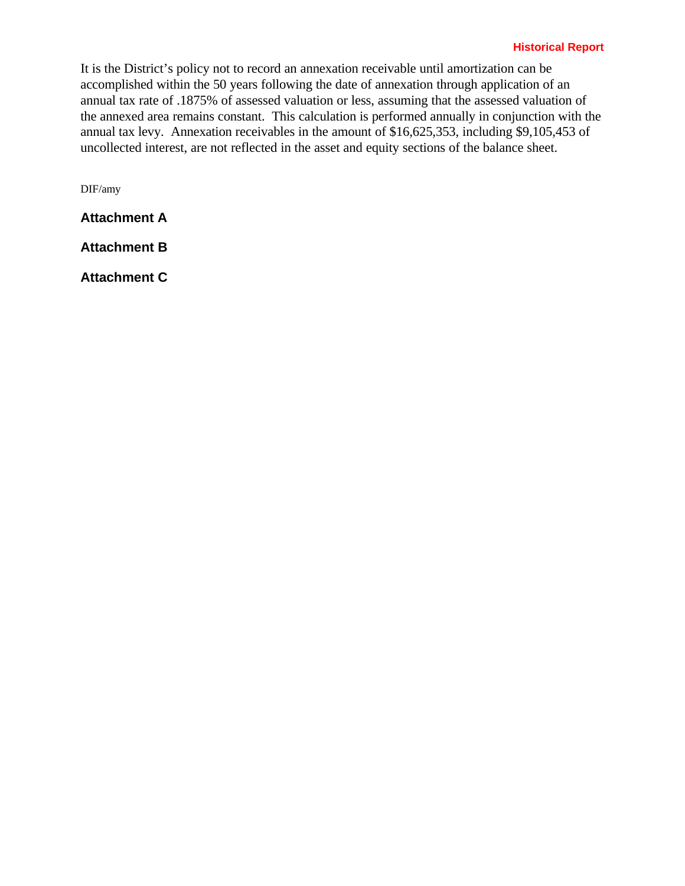It is the District's policy not to record an annexation receivable until amortization can be accomplished within the 50 years following the date of annexation through application of an annual tax rate of .1875% of assessed valuation or less, assuming that the assessed valuation of the annexed area remains constant. This calculation is performed annually in conjunction with the annual tax levy. Annexation receivables in the amount of $16,625,353, including $9,105,453 of uncollected interest, are not reflected in the asset and equity sections of the balance sheet.

DIF/amy

**Attachment A**

**Attachment B**

**Attachment C**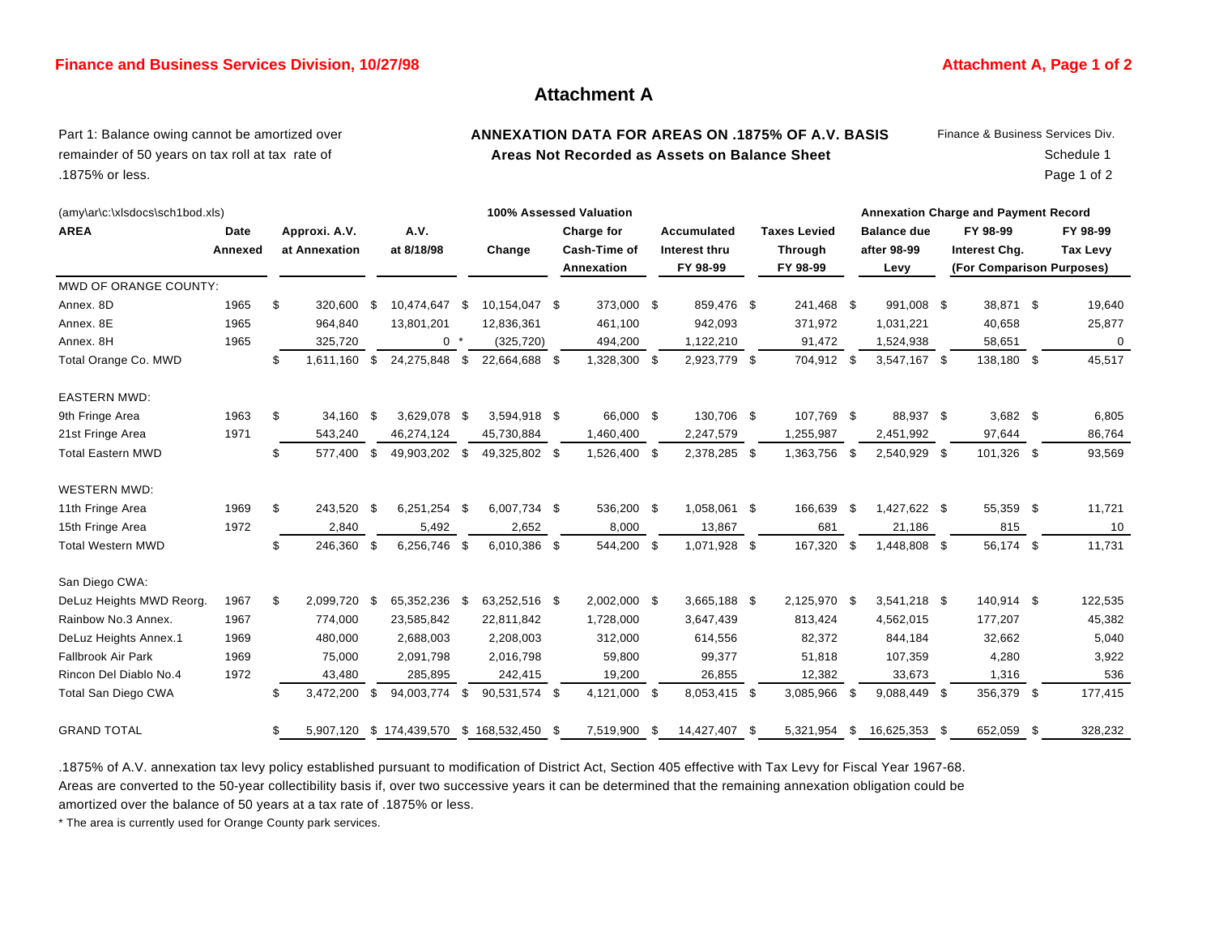# Attachment A

Part 1: Balance owing cannot be amortized over remainder of 50 years on tax roll at tax rate of .1875% or less.

**ANNEXATION DATA FOR AREAS ON .1875% OF A.V. BASIS**
**Areas Not Recorded as Assets on Balance Sheet**

Finance & Business Services Div.
Schedule 1
Page 1 of 2

(amy\ar\c:\xlsdocs\sch1bod.xls)

| AREA | Date Annexed | Approxi. A.V. at Annexation | A.V. at 8/18/98 | Change | Charge for Cash-Time of Annexation | Accumulated Interest thru FY 98-99 | Taxes Levied Through FY 98-99 | Balance due after 98-99 Levy | FY 98-99 Interest Chg. | FY 98-99 Tax Levy |
|---|---|---|---|---|---|---|---|---|---|---|
| | | 100% Assessed Valuation | | | | | | Annexation Charge and Payment Record | (For Comparison Purposes) | |
| MWD OF ORANGE COUNTY: | | | | | | | | | | |
| Annex. 8D | 1965 | $ 320,600 | $ 10,474,647 | $ 10,154,047 | $ 373,000 | $ 859,476 | $ 241,468 | $ 991,008 | $ 38,871 | $ 19,640 |
| Annex. 8E | 1965 | 964,840 | 13,801,201 | 12,836,361 | 461,100 | 942,093 | 371,972 | 1,031,221 | 40,658 | 25,877 |
| Annex. 8H | 1965 | 325,720 | 0 * | (325,720) | 494,200 | 1,122,210 | 91,472 | 1,524,938 | 58,651 | 0 |
| Total Orange Co. MWD | | $ 1,611,160 | $ 24,275,848 | $ 22,664,688 | $ 1,328,300 | $ 2,923,779 | $ 704,912 | $ 3,547,167 | $ 138,180 | $ 45,517 |
| EASTERN MWD: | | | | | | | | | | |
| 9th Fringe Area | 1963 | $ 34,160 | $ 3,629,078 | $ 3,594,918 | $ 66,000 | $ 130,706 | $ 107,769 | $ 88,937 | $ 3,682 | $ 6,805 |
| 21st Fringe Area | 1971 | 543,240 | 46,274,124 | 45,730,884 | 1,460,400 | 2,247,579 | 1,255,987 | 2,451,992 | 97,644 | 86,764 |
| Total Eastern MWD | | $ 577,400 | $ 49,903,202 | $ 49,325,802 | $ 1,526,400 | $ 2,378,285 | $ 1,363,756 | $ 2,540,929 | $ 101,326 | $ 93,569 |
| WESTERN MWD: | | | | | | | | | | |
| 11th Fringe Area | 1969 | $ 243,520 | $ 6,251,254 | $ 6,007,734 | $ 536,200 | $ 1,058,061 | $ 166,639 | $ 1,427,622 | $ 55,359 | $ 11,721 |
| 15th Fringe Area | 1972 | 2,840 | 5,492 | 2,652 | 8,000 | 13,867 | 681 | 21,186 | 815 | 10 |
| Total Western MWD | | $ 246,360 | $ 6,256,746 | $ 6,010,386 | $ 544,200 | $ 1,071,928 | $ 167,320 | $ 1,448,808 | $ 56,174 | $ 11,731 |
| San Diego CWA: | | | | | | | | | | |
| DeLuz Heights MWD Reorg. | 1967 | $ 2,099,720 | $ 65,352,236 | $ 63,252,516 | $ 2,002,000 | $ 3,665,188 | $ 2,125,970 | $ 3,541,218 | $ 140,914 | $ 122,535 |
| Rainbow No.3 Annex. | 1967 | 774,000 | 23,585,842 | 22,811,842 | 1,728,000 | 3,647,439 | 813,424 | 4,562,015 | 177,207 | 45,382 |
| DeLuz Heights Annex.1 | 1969 | 480,000 | 2,688,003 | 2,208,003 | 312,000 | 614,556 | 82,372 | 844,184 | 32,662 | 5,040 |
| Fallbrook Air Park | 1969 | 75,000 | 2,091,798 | 2,016,798 | 59,800 | 99,377 | 51,818 | 107,359 | 4,280 | 3,922 |
| Rincon Del Diablo No.4 | 1972 | 43,480 | 285,895 | 242,415 | 19,200 | 26,855 | 12,382 | 33,673 | 1,316 | 536 |
| Total San Diego CWA | | $ 3,472,200 | $ 94,003,774 | $ 90,531,574 | $ 4,121,000 | $ 8,053,415 | $ 3,085,966 | $ 9,088,449 | $ 356,379 | $ 177,415 |
| GRAND TOTAL | | $ 5,907,120 | $ 174,439,570 | $ 168,532,450 | $ 7,519,900 | $ 14,427,407 | $ 5,321,954 | $ 16,625,353 | $ 652,059 | $ 328,232 |

.1875% of A.V. annexation tax levy policy established pursuant to modification of District Act, Section 405 effective with Tax Levy for Fiscal Year 1967-68.
Areas are converted to the 50-year collectibility basis if, over two successive years it can be determined that the remaining annexation obligation could be amortized over the balance of 50 years at a tax rate of .1875% or less.

* The area is currently used for Orange County park services.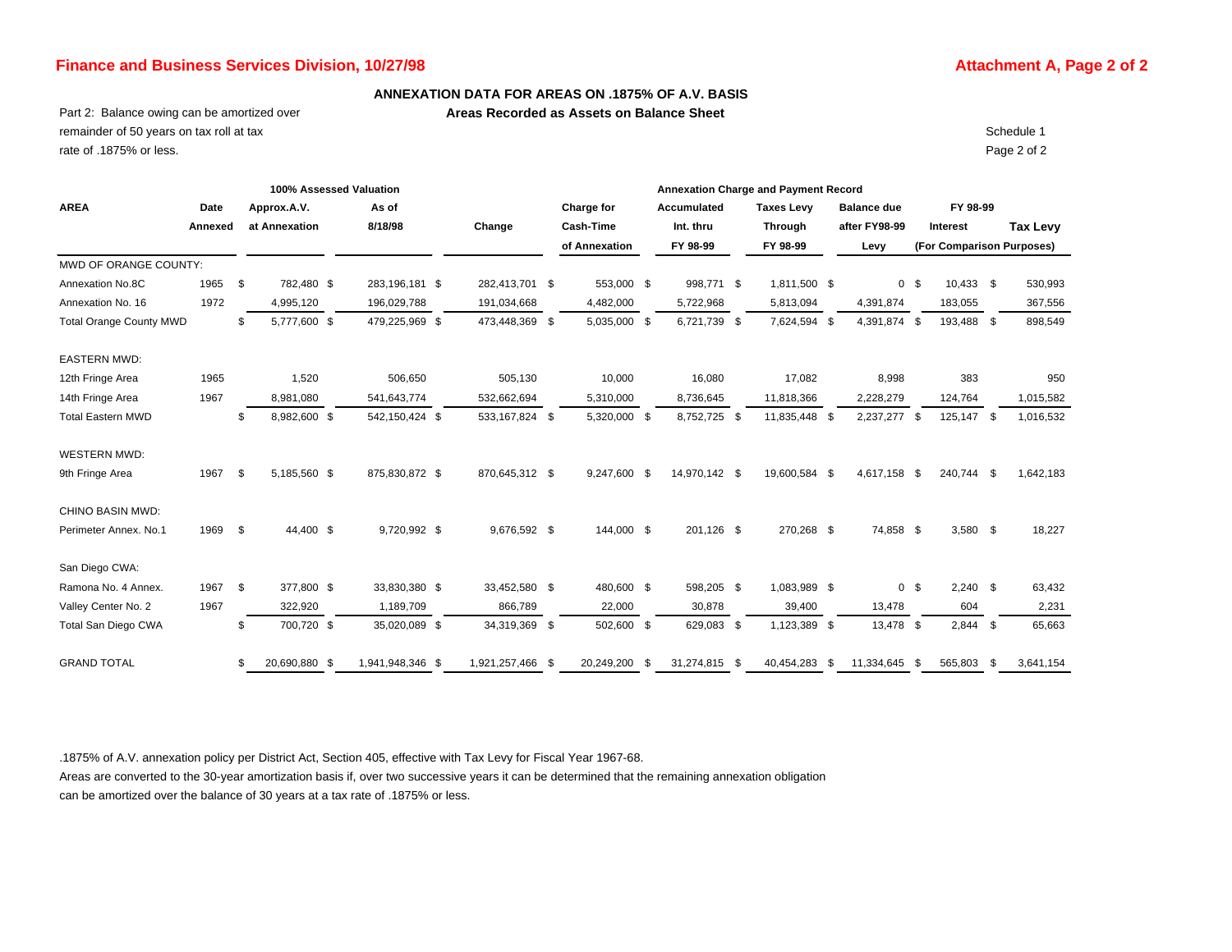Finance and Business Services Division, 10/27/98

Attachment A, Page 2 of 2

## ANNEXATION DATA FOR AREAS ON .1875% OF A.V. BASIS

### Areas Recorded as Assets on Balance Sheet

Part 2: Balance owing can be amortized over remainder of 50 years on tax roll at tax rate of .1875% or less.

Schedule 1
Page 2 of 2

| AREA | Date Annexed | 100% Assessed Valuation: Approx.A.V. at Annexation | As of 8/18/98 | Change | Annexation Charge and Payment Record: Charge for Cash-Time of Annexation | Accumulated Int. thru FY 98-99 | Taxes Levy Through FY 98-99 | Balance due after FY98-99 Levy | FY 98-99 Interest (For Comparison Purposes) | Tax Levy (For Comparison Purposes) |
|---|---|---|---|---|---|---|---|---|---|---|
| MWD OF ORANGE COUNTY: | | | | | | | | | | |
| Annexation No.8C | 1965 | $ 782,480 | $ 283,196,181 | $ 282,413,701 | $ 553,000 | $ 998,771 | $ 1,811,500 | $ 0 | $ 10,433 | $ 530,993 |
| Annexation No. 16 | 1972 | 4,995,120 | 196,029,788 | 191,034,668 | 4,482,000 | 5,722,968 | 5,813,094 | 4,391,874 | 183,055 | 367,556 |
| Total Orange County MWD | | $ 5,777,600 | $ 479,225,969 | $ 473,448,369 | $ 5,035,000 | $ 6,721,739 | $ 7,624,594 | $ 4,391,874 | $ 193,488 | $ 898,549 |
| EASTERN MWD: | | | | | | | | | | |
| 12th Fringe Area | 1965 | 1,520 | 506,650 | 505,130 | 10,000 | 16,080 | 17,082 | 8,998 | 383 | 950 |
| 14th Fringe Area | 1967 | 8,981,080 | 541,643,774 | 532,662,694 | 5,310,000 | 8,736,645 | 11,818,366 | 2,228,279 | 124,764 | 1,015,582 |
| Total Eastern MWD | | $ 8,982,600 | $ 542,150,424 | $ 533,167,824 | $ 5,320,000 | $ 8,752,725 | $ 11,835,448 | $ 2,237,277 | $ 125,147 | $ 1,016,532 |
| WESTERN MWD: | | | | | | | | | | |
| 9th Fringe Area | 1967 | $ 5,185,560 | $ 875,830,872 | $ 870,645,312 | $ 9,247,600 | $ 14,970,142 | $ 19,600,584 | $ 4,617,158 | $ 240,744 | $ 1,642,183 |
| CHINO BASIN MWD: | | | | | | | | | | |
| Perimeter Annex. No.1 | 1969 | $ 44,400 | $ 9,720,992 | $ 9,676,592 | $ 144,000 | $ 201,126 | $ 270,268 | $ 74,858 | $ 3,580 | $ 18,227 |
| San Diego CWA: | | | | | | | | | | |
| Ramona No. 4 Annex. | 1967 | $ 377,800 | $ 33,830,380 | $ 33,452,580 | $ 480,600 | $ 598,205 | $ 1,083,989 | $ 0 | $ 2,240 | $ 63,432 |
| Valley Center No. 2 | 1967 | 322,920 | 1,189,709 | 866,789 | 22,000 | 30,878 | 39,400 | 13,478 | 604 | 2,231 |
| Total San Diego CWA | | $ 700,720 | $ 35,020,089 | $ 34,319,369 | $ 502,600 | $ 629,083 | $ 1,123,389 | $ 13,478 | $ 2,844 | $ 65,663 |
| GRAND TOTAL | | $ 20,690,880 | $ 1,941,948,346 | $ 1,921,257,466 | $ 20,249,200 | $ 31,274,815 | $ 40,454,283 | $ 11,334,645 | $ 565,803 | $ 3,641,154 |

.1875% of A.V. annexation policy per District Act, Section 405, effective with Tax Levy for Fiscal Year 1967-68.

Areas are converted to the 30-year amortization basis if, over two successive years it can be determined that the remaining annexation obligation can be amortized over the balance of 30 years at a tax rate of .1875% or less.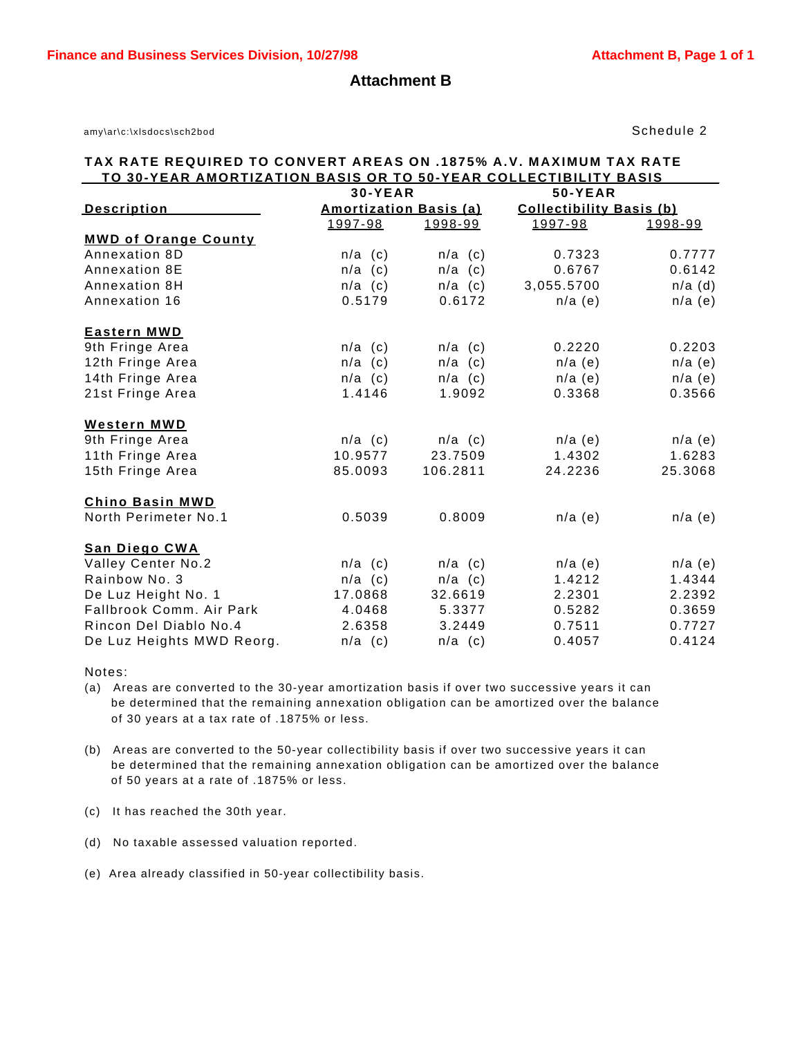# Attachment B

amy\ar\c:\xlsdocs\sch2bod

Schedule 2

## TAX RATE REQUIRED TO CONVERT AREAS ON .1875% A.V. MAXIMUM TAX RATE TO 30-YEAR AMORTIZATION BASIS OR TO 50-YEAR COLLECTIBILITY BASIS

| Description | 30-YEAR Amortization Basis (a) | | 50-YEAR Collectibility Basis (b) | |
|---|---|---|---|---|
| | 1997-98 | 1998-99 | 1997-98 | 1998-99 |
| **MWD of Orange County** | | | | |
| Annexation 8D | n/a (c) | n/a (c) | 0.7323 | 0.7777 |
| Annexation 8E | n/a (c) | n/a (c) | 0.6767 | 0.6142 |
| Annexation 8H | n/a (c) | n/a (c) | 3,055.5700 | n/a (d) |
| Annexation 16 | 0.5179 | 0.6172 | n/a (e) | n/a (e) |
| **Eastern MWD** | | | | |
| 9th Fringe Area | n/a (c) | n/a (c) | 0.2220 | 0.2203 |
| 12th Fringe Area | n/a (c) | n/a (c) | n/a (e) | n/a (e) |
| 14th Fringe Area | n/a (c) | n/a (c) | n/a (e) | n/a (e) |
| 21st Fringe Area | 1.4146 | 1.9092 | 0.3368 | 0.3566 |
| **Western MWD** | | | | |
| 9th Fringe Area | n/a (c) | n/a (c) | n/a (e) | n/a (e) |
| 11th Fringe Area | 10.9577 | 23.7509 | 1.4302 | 1.6283 |
| 15th Fringe Area | 85.0093 | 106.2811 | 24.2236 | 25.3068 |
| **Chino Basin MWD** | | | | |
| North Perimeter No.1 | 0.5039 | 0.8009 | n/a (e) | n/a (e) |
| **San Diego CWA** | | | | |
| Valley Center No.2 | n/a (c) | n/a (c) | n/a (e) | n/a (e) |
| Rainbow No. 3 | n/a (c) | n/a (c) | 1.4212 | 1.4344 |
| De Luz Height No. 1 | 17.0868 | 32.6619 | 2.2301 | 2.2392 |
| Fallbrook Comm. Air Park | 4.0468 | 5.3377 | 0.5282 | 0.3659 |
| Rincon Del Diablo No.4 | 2.6358 | 3.2449 | 0.7511 | 0.7727 |
| De Luz Heights MWD Reorg. | n/a (c) | n/a (c) | 0.4057 | 0.4124 |

Notes:

(a) Areas are converted to the 30-year amortization basis if over two successive years it can be determined that the remaining annexation obligation can be amortized over the balance of 30 years at a tax rate of .1875% or less.

(b) Areas are converted to the 50-year collectibility basis if over two successive years it can be determined that the remaining annexation obligation can be amortized over the balance of 50 years at a rate of .1875% or less.

(c) It has reached the 30th year.

(d) No taxable assessed valuation reported.

(e) Area already classified in 50-year collectibility basis.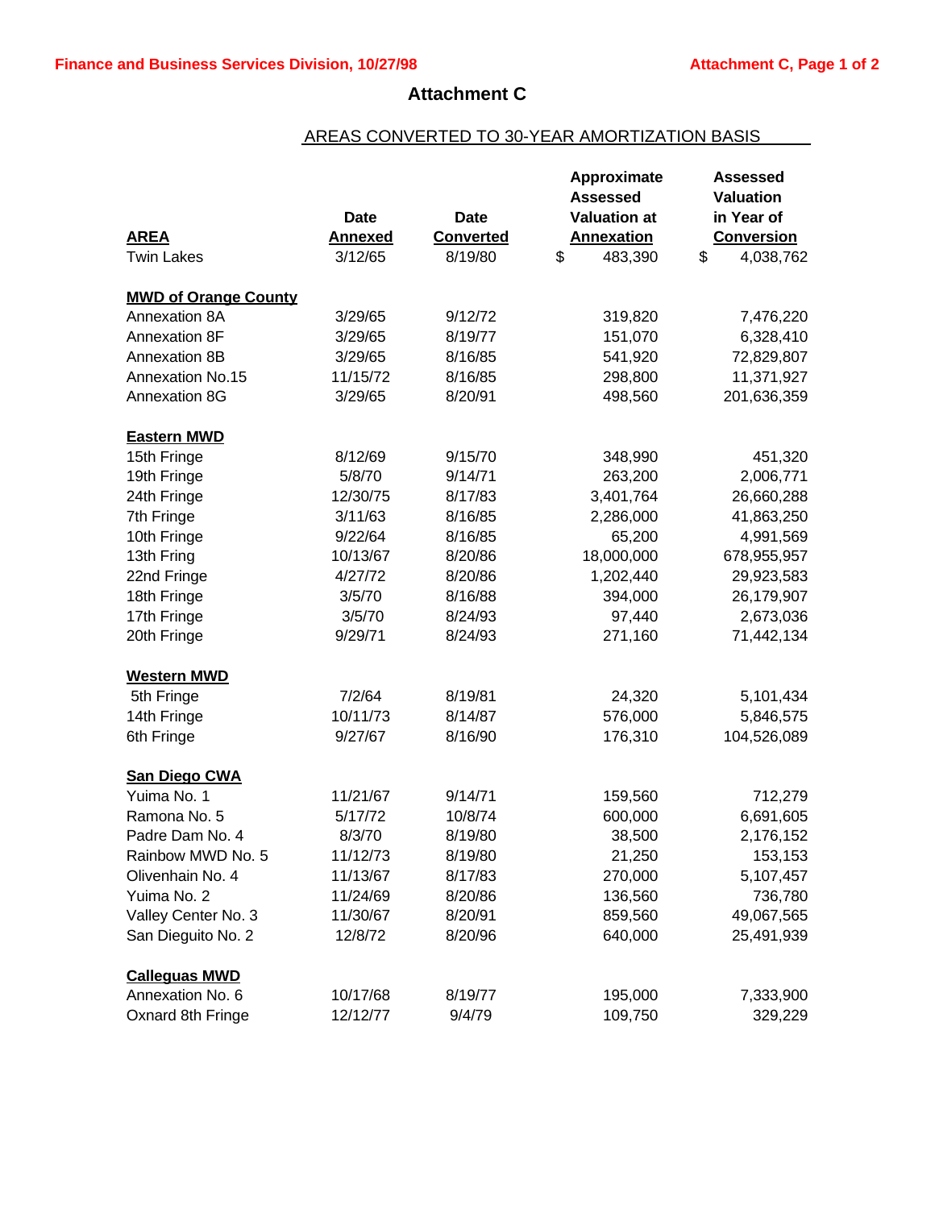# Attachment C

## AREAS CONVERTED TO 30-YEAR AMORTIZATION BASIS

| AREA | Date Annexed | Date Converted | Approximate Assessed Valuation at Annexation | Assessed Valuation in Year of Conversion |
|---|---|---|---|---|
| Twin Lakes | 3/12/65 | 8/19/80 | $ 483,390 | $ 4,038,762 |
| **MWD of Orange County** | | | | |
| Annexation 8A | 3/29/65 | 9/12/72 | 319,820 | 7,476,220 |
| Annexation 8F | 3/29/65 | 8/19/77 | 151,070 | 6,328,410 |
| Annexation 8B | 3/29/65 | 8/16/85 | 541,920 | 72,829,807 |
| Annexation No.15 | 11/15/72 | 8/16/85 | 298,800 | 11,371,927 |
| Annexation 8G | 3/29/65 | 8/20/91 | 498,560 | 201,636,359 |
| **Eastern MWD** | | | | |
| 15th Fringe | 8/12/69 | 9/15/70 | 348,990 | 451,320 |
| 19th Fringe | 5/8/70 | 9/14/71 | 263,200 | 2,006,771 |
| 24th Fringe | 12/30/75 | 8/17/83 | 3,401,764 | 26,660,288 |
| 7th Fringe | 3/11/63 | 8/16/85 | 2,286,000 | 41,863,250 |
| 10th Fringe | 9/22/64 | 8/16/85 | 65,200 | 4,991,569 |
| 13th Fring | 10/13/67 | 8/20/86 | 18,000,000 | 678,955,957 |
| 22nd Fringe | 4/27/72 | 8/20/86 | 1,202,440 | 29,923,583 |
| 18th Fringe | 3/5/70 | 8/16/88 | 394,000 | 26,179,907 |
| 17th Fringe | 3/5/70 | 8/24/93 | 97,440 | 2,673,036 |
| 20th Fringe | 9/29/71 | 8/24/93 | 271,160 | 71,442,134 |
| **Western MWD** | | | | |
| 5th Fringe | 7/2/64 | 8/19/81 | 24,320 | 5,101,434 |
| 14th Fringe | 10/11/73 | 8/14/87 | 576,000 | 5,846,575 |
| 6th Fringe | 9/27/67 | 8/16/90 | 176,310 | 104,526,089 |
| **San Diego CWA** | | | | |
| Yuima No. 1 | 11/21/67 | 9/14/71 | 159,560 | 712,279 |
| Ramona No. 5 | 5/17/72 | 10/8/74 | 600,000 | 6,691,605 |
| Padre Dam No. 4 | 8/3/70 | 8/19/80 | 38,500 | 2,176,152 |
| Rainbow MWD No. 5 | 11/12/73 | 8/19/80 | 21,250 | 153,153 |
| Olivenhain No. 4 | 11/13/67 | 8/17/83 | 270,000 | 5,107,457 |
| Yuima No. 2 | 11/24/69 | 8/20/86 | 136,560 | 736,780 |
| Valley Center No. 3 | 11/30/67 | 8/20/91 | 859,560 | 49,067,565 |
| San Dieguito No. 2 | 12/8/72 | 8/20/96 | 640,000 | 25,491,939 |
| **Calleguas MWD** | | | | |
| Annexation No. 6 | 10/17/68 | 8/19/77 | 195,000 | 7,333,900 |
| Oxnard 8th Fringe | 12/12/77 | 9/4/79 | 109,750 | 329,229 |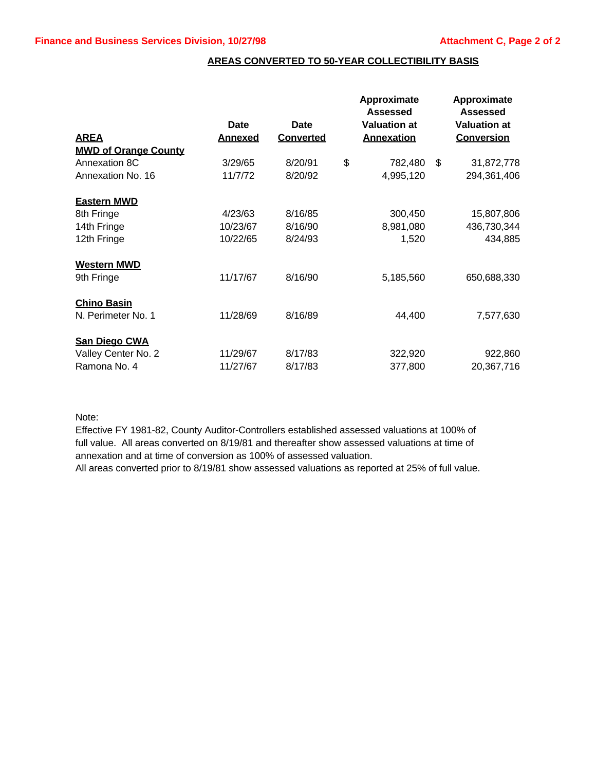## AREAS CONVERTED TO 50-YEAR COLLECTIBILITY BASIS

| AREA | Date Annexed | Date Converted | Approximate Assessed Valuation at Annexation | Approximate Assessed Valuation at Conversion |
|---|---|---|---|---|
| **MWD of Orange County** | | | | |
| Annexation 8C | 3/29/65 | 8/20/91 | $ 782,480 | $ 31,872,778 |
| Annexation No. 16 | 11/7/72 | 8/20/92 | 4,995,120 | 294,361,406 |
| **Eastern MWD** | | | | |
| 8th Fringe | 4/23/63 | 8/16/85 | 300,450 | 15,807,806 |
| 14th Fringe | 10/23/67 | 8/16/90 | 8,981,080 | 436,730,344 |
| 12th Fringe | 10/22/65 | 8/24/93 | 1,520 | 434,885 |
| **Western MWD** | | | | |
| 9th Fringe | 11/17/67 | 8/16/90 | 5,185,560 | 650,688,330 |
| **Chino Basin** | | | | |
| N. Perimeter No. 1 | 11/28/69 | 8/16/89 | 44,400 | 7,577,630 |
| **San Diego CWA** | | | | |
| Valley Center No. 2 | 11/29/67 | 8/17/83 | 322,920 | 922,860 |
| Ramona No. 4 | 11/27/67 | 8/17/83 | 377,800 | 20,367,716 |

Note:
Effective FY 1981-82, County Auditor-Controllers established assessed valuations at 100% of full value. All areas converted on 8/19/81 and thereafter show assessed valuations at time of annexation and at time of conversion as 100% of assessed valuation.
All areas converted prior to 8/19/81 show assessed valuations as reported at 25% of full value.